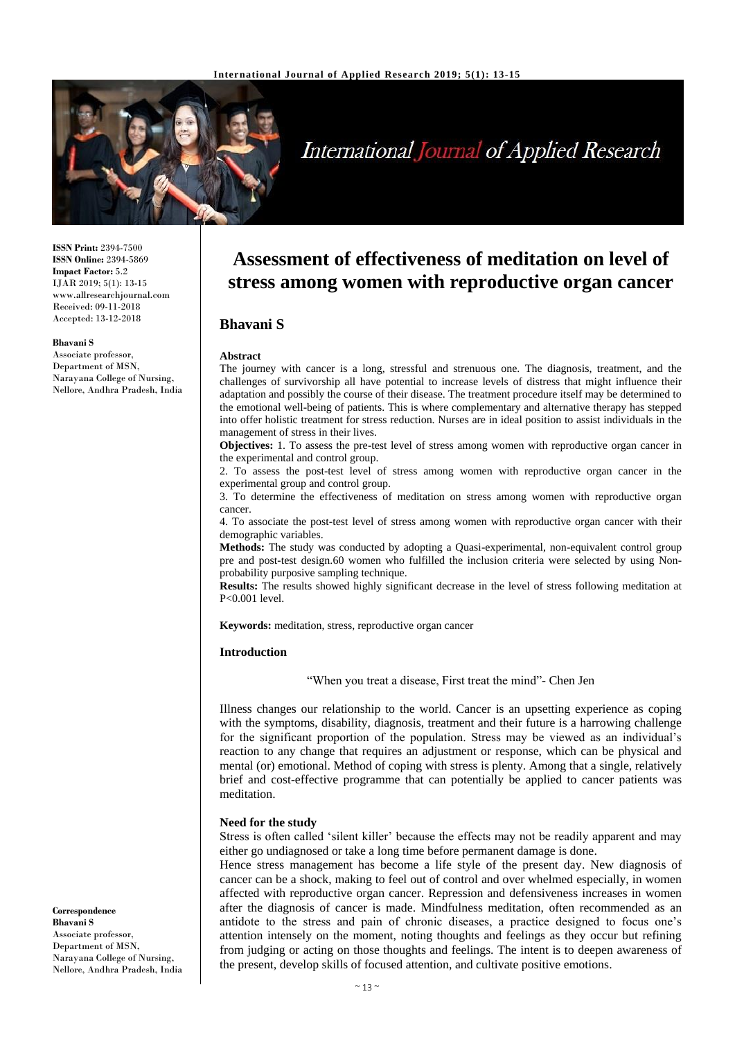**ISSN Print:** 2394-7500
**ISSN Online:** 2394-5869
**Impact Factor:** 5.2
IJAR 2019; 5(1): 13-15
www.allresearchjournal.com
Received: 09-11-2018
Accepted: 13-12-2018

**Bhavani S**
Associate professor, Department of MSN, Narayana College of Nursing, Nellore, Andhra Pradesh, India

**Correspondence**
**Bhavani S**
Associate professor, Department of MSN, Narayana College of Nursing, Nellore, Andhra Pradesh, India

# Assessment of effectiveness of meditation on level of stress among women with reproductive organ cancer

## Bhavani S

### Abstract

The journey with cancer is a long, stressful and strenuous one. The diagnosis, treatment, and the challenges of survivorship all have potential to increase levels of distress that might influence their adaptation and possibly the course of their disease. The treatment procedure itself may be determined to the emotional well-being of patients. This is where complementary and alternative therapy has stepped into offer holistic treatment for stress reduction. Nurses are in ideal position to assist individuals in the management of stress in their lives.

**Objectives:** 1. To assess the pre-test level of stress among women with reproductive organ cancer in the experimental and control group.

2. To assess the post-test level of stress among women with reproductive organ cancer in the experimental group and control group.

3. To determine the effectiveness of meditation on stress among women with reproductive organ cancer.

4. To associate the post-test level of stress among women with reproductive organ cancer with their demographic variables.

**Methods:** The study was conducted by adopting a Quasi-experimental, non-equivalent control group pre and post-test design.60 women who fulfilled the inclusion criteria were selected by using Non-probability purposive sampling technique.

**Results:** The results showed highly significant decrease in the level of stress following meditation at P<0.001 level.

**Keywords:** meditation, stress, reproductive organ cancer

### Introduction

"When you treat a disease, First treat the mind"- Chen Jen

Illness changes our relationship to the world. Cancer is an upsetting experience as coping with the symptoms, disability, diagnosis, treatment and their future is a harrowing challenge for the significant proportion of the population. Stress may be viewed as an individual's reaction to any change that requires an adjustment or response, which can be physical and mental (or) emotional. Method of coping with stress is plenty. Among that a single, relatively brief and cost-effective programme that can potentially be applied to cancer patients was meditation.

### Need for the study

Stress is often called 'silent killer' because the effects may not be readily apparent and may either go undiagnosed or take a long time before permanent damage is done.

Hence stress management has become a life style of the present day. New diagnosis of cancer can be a shock, making to feel out of control and over whelmed especially, in women affected with reproductive organ cancer. Repression and defensiveness increases in women after the diagnosis of cancer is made. Mindfulness meditation, often recommended as an antidote to the stress and pain of chronic diseases, a practice designed to focus one's attention intensely on the moment, noting thoughts and feelings as they occur but refining from judging or acting on those thoughts and feelings. The intent is to deepen awareness of the present, develop skills of focused attention, and cultivate positive emotions.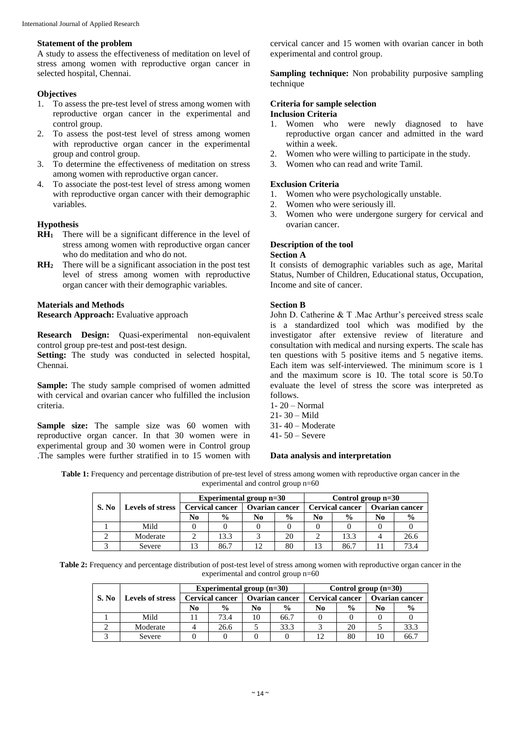### Statement of the problem

A study to assess the effectiveness of meditation on level of stress among women with reproductive organ cancer in selected hospital, Chennai.

### Objectives

1. To assess the pre-test level of stress among women with reproductive organ cancer in the experimental and control group.
2. To assess the post-test level of stress among women with reproductive organ cancer in the experimental group and control group.
3. To determine the effectiveness of meditation on stress among women with reproductive organ cancer.
4. To associate the post-test level of stress among women with reproductive organ cancer with their demographic variables.

### Hypothesis

**$RH_1$** There will be a significant difference in the level of stress among women with reproductive organ cancer who do meditation and who do not.

**$RH_2$** There will be a significant association in the post test level of stress among women with reproductive organ cancer with their demographic variables.

### Materials and Methods

**Research Approach:** Evaluative approach

**Research Design:** Quasi-experimental non-equivalent control group pre-test and post-test design.

**Setting:** The study was conducted in selected hospital, Chennai.

**Sample:** The study sample comprised of women admitted with cervical and ovarian cancer who fulfilled the inclusion criteria.

**Sample size:** The sample size was 60 women with reproductive organ cancer. In that 30 women were in experimental group and 30 women were in Control group .The samples were further stratified in to 15 women with cervical cancer and 15 women with ovarian cancer in both experimental and control group.

**Sampling technique:** Non probability purposive sampling technique

### Criteria for sample selection

**Inclusion Criteria**

1. Women who were newly diagnosed to have reproductive organ cancer and admitted in the ward within a week.
2. Women who were willing to participate in the study.
3. Women who can read and write Tamil.

**Exclusion Criteria**

1. Women who were psychologically unstable.
2. Women who were seriously ill.
3. Women who were undergone surgery for cervical and ovarian cancer.

### Description of the tool

**Section A**

It consists of demographic variables such as age, Marital Status, Number of Children, Educational status, Occupation, Income and site of cancer.

**Section B**

John D. Catherine & T .Mac Arthur's perceived stress scale is a standardized tool which was modified by the investigator after extensive review of literature and consultation with medical and nursing experts. The scale has ten questions with 5 positive items and 5 negative items. Each item was self-interviewed. The minimum score is 1 and the maximum score is 10. The total score is 50.To evaluate the level of stress the score was interpreted as follows.

1- 20 – Normal
21- 30 – Mild
31- 40 – Moderate
41- 50 – Severe

### Data analysis and interpretation

**Table 1:** Frequency and percentage distribution of pre-test level of stress among women with reproductive organ cancer in the experimental and control group n=60

| S. No | Levels of stress | Experimental group n=30 | | | | Control group n=30 | | | |
|---|---|---|---|---|---|---|---|---|---|
| | | Cervical cancer | | Ovarian cancer | | Cervical cancer | | Ovarian cancer | |
| | | No | % | No | % | No | % | No | % |
| 1 | Mild | 0 | 0 | 0 | 0 | 0 | 0 | 0 | 0 |
| 2 | Moderate | 2 | 13.3 | 3 | 20 | 2 | 13.3 | 4 | 26.6 |
| 3 | Severe | 13 | 86.7 | 12 | 80 | 13 | 86.7 | 11 | 73.4 |

**Table 2:** Frequency and percentage distribution of post-test level of stress among women with reproductive organ cancer in the experimental and control group n=60

| S. No | Levels of stress | Experimental group (n=30) | | | | Control group (n=30) | | | |
|---|---|---|---|---|---|---|---|---|---|
| | | Cervical cancer | | Ovarian cancer | | Cervical cancer | | Ovarian cancer | |
| | | No | % | No | % | No | % | No | % |
| 1 | Mild | 11 | 73.4 | 10 | 66.7 | 0 | 0 | 0 | 0 |
| 2 | Moderate | 4 | 26.6 | 5 | 33.3 | 3 | 20 | 5 | 33.3 |
| 3 | Severe | 0 | 0 | 0 | 0 | 12 | 80 | 10 | 66.7 |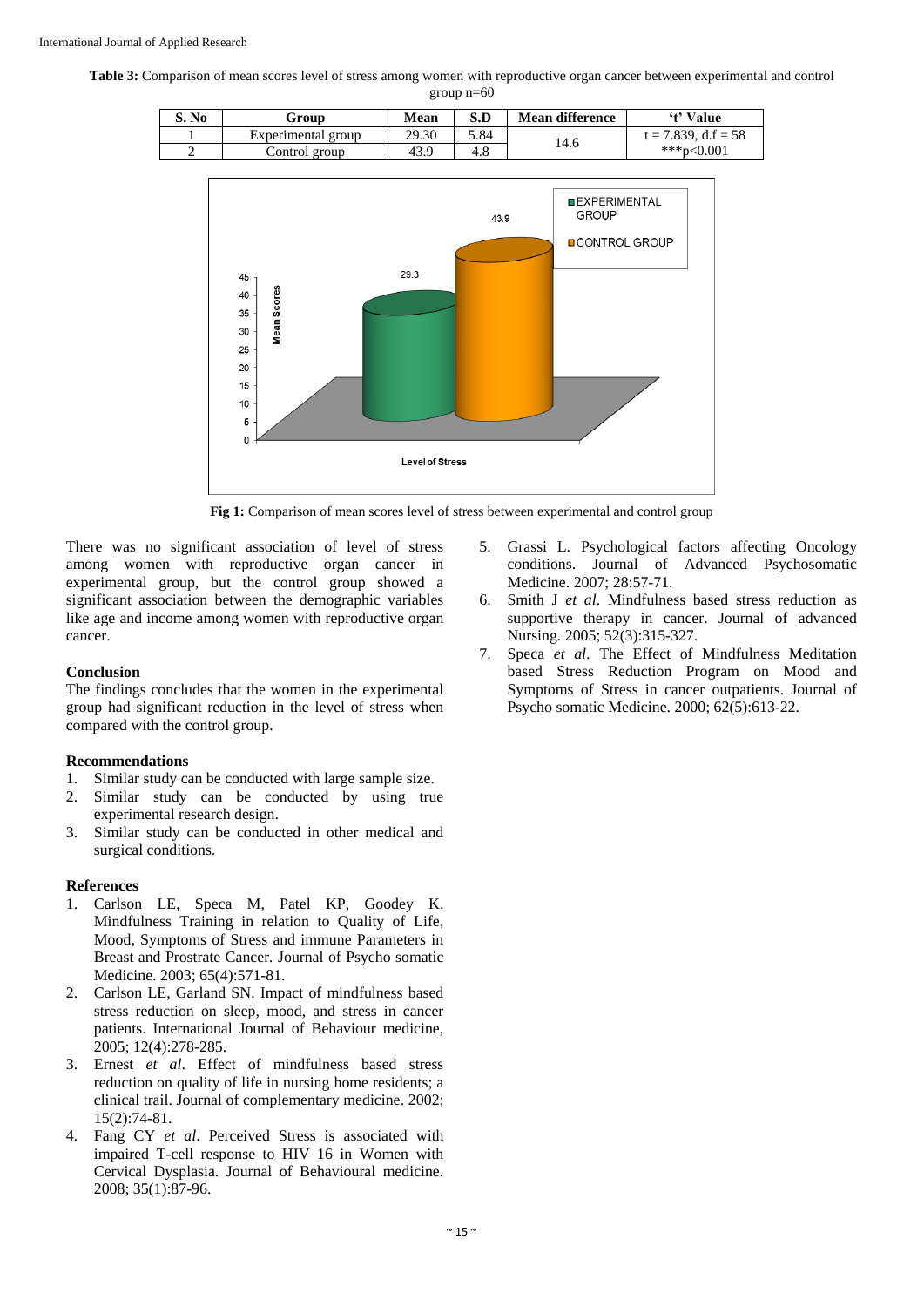**Table 3:** Comparison of mean scores level of stress among women with reproductive organ cancer between experimental and control group n=60

| S. No | Group | Mean | S.D | Mean difference | 't' Value |
|---|---|---|---|---|---|
| 1 | Experimental group | 29.30 | 5.84 | 14.6 | t = 7.839, d.f = 58 |
| 2 | Control group | 43.9 | 4.8 | | ***p<0.001 |

EXPERIMENTAL GROUP
CONTROL GROUP
43.9
29.3
45
40
35
30
25
20
15
10
5
0
Mean Scores
Level of Stress

**Fig 1:** Comparison of mean scores level of stress between experimental and control group

There was no significant association of level of stress among women with reproductive organ cancer in experimental group, but the control group showed a significant association between the demographic variables like age and income among women with reproductive organ cancer.

## Conclusion

The findings concludes that the women in the experimental group had significant reduction in the level of stress when compared with the control group.

## Recommendations

1. Similar study can be conducted with large sample size.
2. Similar study can be conducted by using true experimental research design.
3. Similar study can be conducted in other medical and surgical conditions.

## References

1. Carlson LE, Speca M, Patel KP, Goodey K. Mindfulness Training in relation to Quality of Life, Mood, Symptoms of Stress and immune Parameters in Breast and Prostrate Cancer. Journal of Psycho somatic Medicine. 2003; 65(4):571-81.
2. Carlson LE, Garland SN. Impact of mindfulness based stress reduction on sleep, mood, and stress in cancer patients. International Journal of Behaviour medicine, 2005; 12(4):278-285.
3. Ernest *et al*. Effect of mindfulness based stress reduction on quality of life in nursing home residents; a clinical trail. Journal of complementary medicine. 2002; 15(2):74-81.
4. Fang CY *et al*. Perceived Stress is associated with impaired T-cell response to HIV 16 in Women with Cervical Dysplasia. Journal of Behavioural medicine. 2008; 35(1):87-96.
5. Grassi L. Psychological factors affecting Oncology conditions. Journal of Advanced Psychosomatic Medicine. 2007; 28:57-71.
6. Smith J *et al*. Mindfulness based stress reduction as supportive therapy in cancer. Journal of advanced Nursing. 2005; 52(3):315-327.
7. Speca *et al*. The Effect of Mindfulness Meditation based Stress Reduction Program on Mood and Symptoms of Stress in cancer outpatients. Journal of Psycho somatic Medicine. 2000; 62(5):613-22.